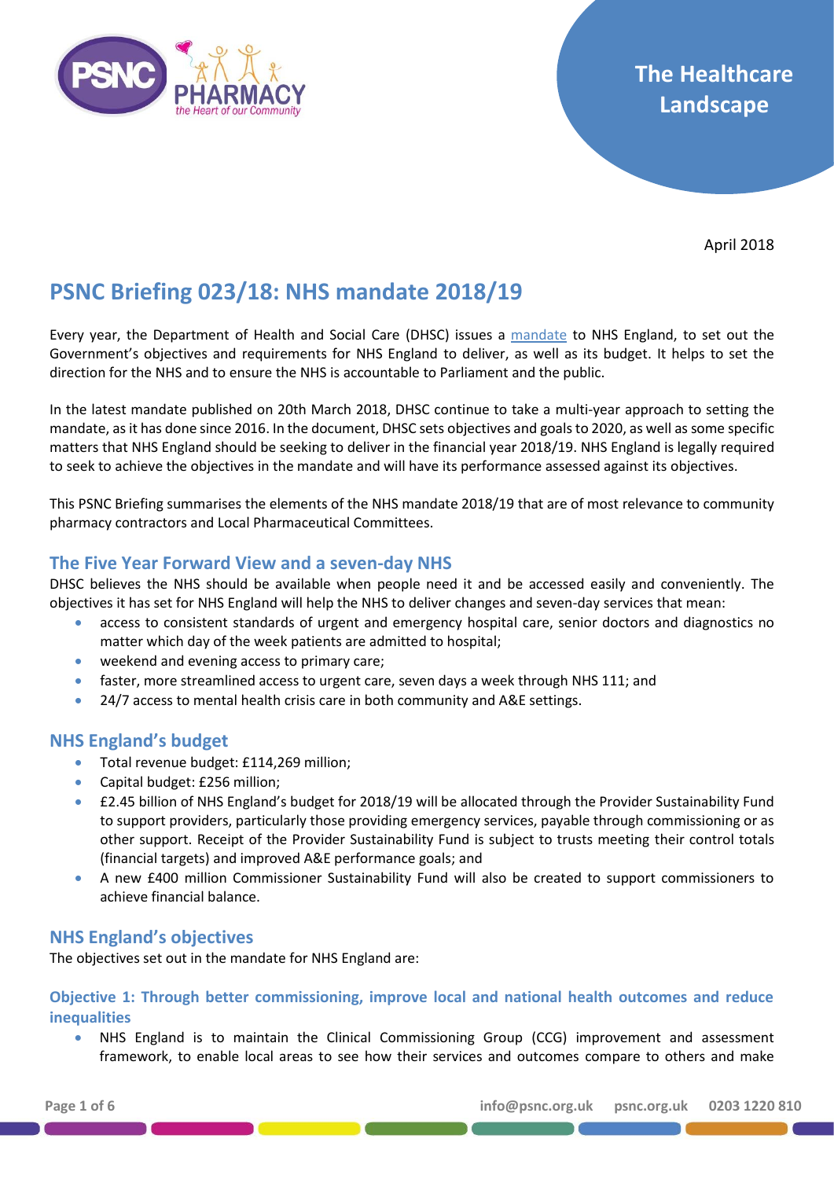The Healthcare Landscape

April 2018

# PSNC Briefing 023/18: NHS mandate 2018/19

Every year, the Department of Health and Social Care (DHSC) issues a mandate to NHS England, to set out the Government's objectives and requirements for NHS England to deliver, as well as its budget. It helps to set the direction for the NHS and to ensure the NHS is accountable to Parliament and the public.

In the latest mandate published on 20th March 2018, DHSC continue to take a multi-year approach to setting the mandate, as it has done since 2016. In the document, DHSC sets objectives and goals to 2020, as well as some specific matters that NHS England should be seeking to deliver in the financial year 2018/19. NHS England is legally required to seek to achieve the objectives in the mandate and will have its performance assessed against its objectives.

This PSNC Briefing summarises the elements of the NHS mandate 2018/19 that are of most relevance to community pharmacy contractors and Local Pharmaceutical Committees.

## The Five Year Forward View and a seven-day NHS

DHSC believes the NHS should be available when people need it and be accessed easily and conveniently. The objectives it has set for NHS England will help the NHS to deliver changes and seven-day services that mean:

- access to consistent standards of urgent and emergency hospital care, senior doctors and diagnostics no matter which day of the week patients are admitted to hospital;
- weekend and evening access to primary care;
- faster, more streamlined access to urgent care, seven days a week through NHS 111; and
- 24/7 access to mental health crisis care in both community and A&E settings.

## NHS England's budget

- Total revenue budget: £114,269 million;
- Capital budget: £256 million;
- £2.45 billion of NHS England's budget for 2018/19 will be allocated through the Provider Sustainability Fund to support providers, particularly those providing emergency services, payable through commissioning or as other support. Receipt of the Provider Sustainability Fund is subject to trusts meeting their control totals (financial targets) and improved A&E performance goals; and
- A new £400 million Commissioner Sustainability Fund will also be created to support commissioners to achieve financial balance.

## NHS England's objectives

The objectives set out in the mandate for NHS England are:

### Objective 1: Through better commissioning, improve local and national health outcomes and reduce inequalities

- NHS England is to maintain the Clinical Commissioning Group (CCG) improvement and assessment framework, to enable local areas to see how their services and outcomes compare to others and make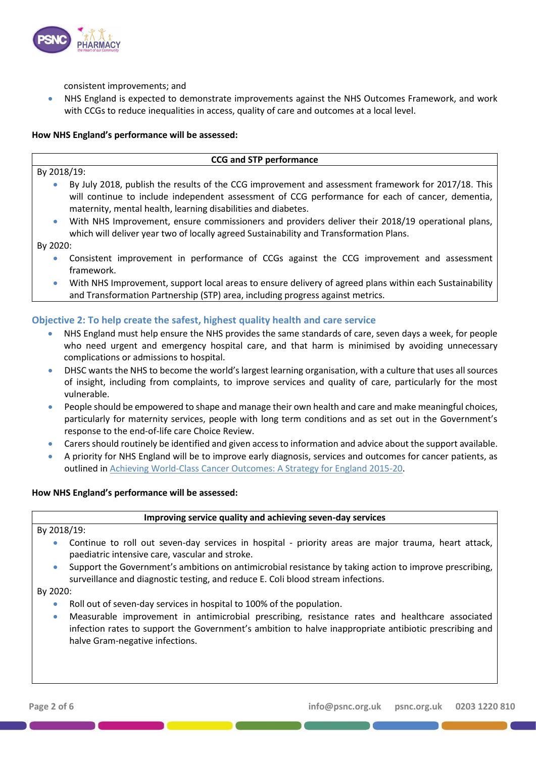consistent improvements; and

- NHS England is expected to demonstrate improvements against the NHS Outcomes Framework, and work with CCGs to reduce inequalities in access, quality of care and outcomes at a local level.

**How NHS England's performance will be assessed:**

| CCG and STP performance |
|---|
| By 2018/19:<br>• By July 2018, publish the results of the CCG improvement and assessment framework for 2017/18. This will continue to include independent assessment of CCG performance for each of cancer, dementia, maternity, mental health, learning disabilities and diabetes.<br>• With NHS Improvement, ensure commissioners and providers deliver their 2018/19 operational plans, which will deliver year two of locally agreed Sustainability and Transformation Plans.<br>By 2020:<br>• Consistent improvement in performance of CCGs against the CCG improvement and assessment framework.<br>• With NHS Improvement, support local areas to ensure delivery of agreed plans within each Sustainability and Transformation Partnership (STP) area, including progress against metrics. |

## Objective 2: To help create the safest, highest quality health and care service

- NHS England must help ensure the NHS provides the same standards of care, seven days a week, for people who need urgent and emergency hospital care, and that harm is minimised by avoiding unnecessary complications or admissions to hospital.
- DHSC wants the NHS to become the world's largest learning organisation, with a culture that uses all sources of insight, including from complaints, to improve services and quality of care, particularly for the most vulnerable.
- People should be empowered to shape and manage their own health and care and make meaningful choices, particularly for maternity services, people with long term conditions and as set out in the Government's response to the end-of-life care Choice Review.
- Carers should routinely be identified and given access to information and advice about the support available.
- A priority for NHS England will be to improve early diagnosis, services and outcomes for cancer patients, as outlined in Achieving World-Class Cancer Outcomes: A Strategy for England 2015-20.

**How NHS England's performance will be assessed:**

| Improving service quality and achieving seven-day services |
|---|
| By 2018/19:<br>• Continue to roll out seven-day services in hospital - priority areas are major trauma, heart attack, paediatric intensive care, vascular and stroke.<br>• Support the Government's ambitions on antimicrobial resistance by taking action to improve prescribing, surveillance and diagnostic testing, and reduce E. Coli blood stream infections.<br>By 2020:<br>• Roll out of seven-day services in hospital to 100% of the population.<br>• Measurable improvement in antimicrobial prescribing, resistance rates and healthcare associated infection rates to support the Government's ambition to halve inappropriate antibiotic prescribing and halve Gram-negative infections. |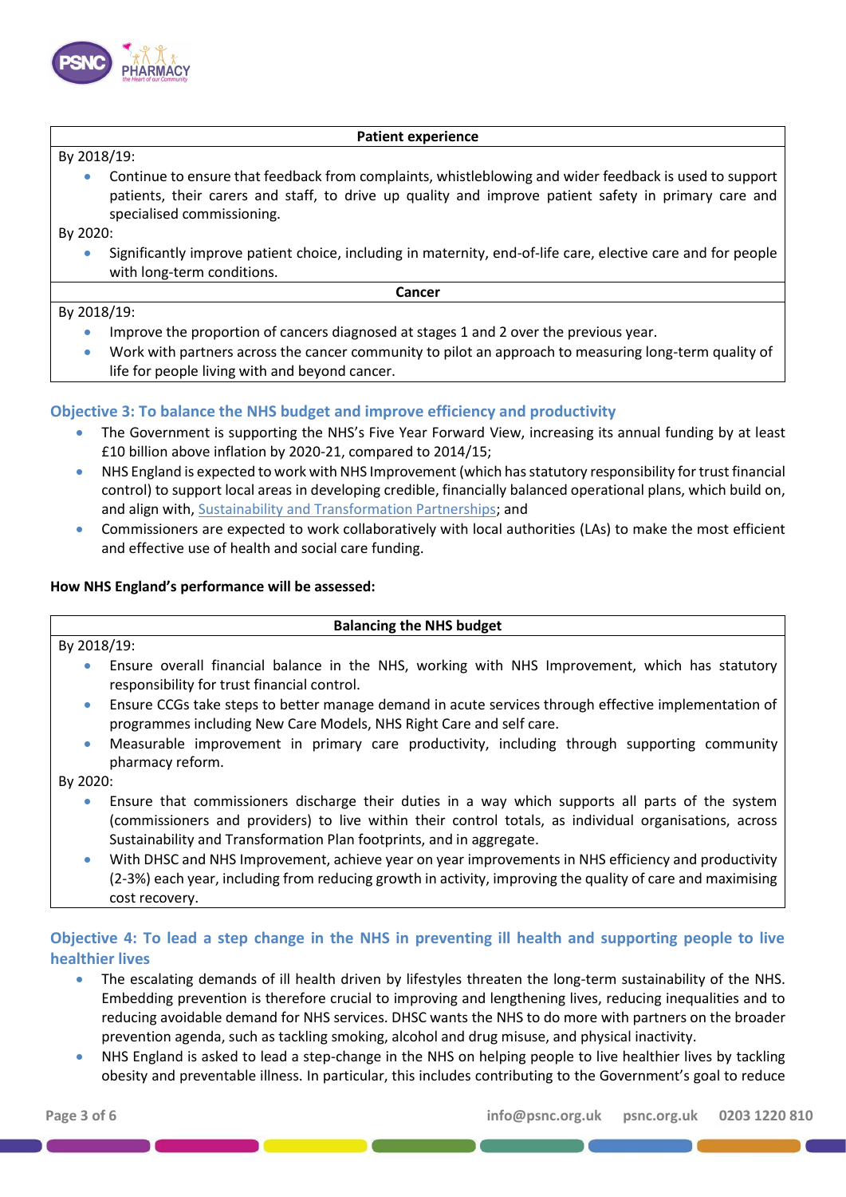| Patient experience |
|---|
| By 2018/19:<br>• Continue to ensure that feedback from complaints, whistleblowing and wider feedback is used to support patients, their carers and staff, to drive up quality and improve patient safety in primary care and specialised commissioning.<br>By 2020:<br>• Significantly improve patient choice, including in maternity, end-of-life care, elective care and for people with long-term conditions. |
| **Cancer** |
| By 2018/19:<br>• Improve the proportion of cancers diagnosed at stages 1 and 2 over the previous year.<br>• Work with partners across the cancer community to pilot an approach to measuring long-term quality of life for people living with and beyond cancer. |

### Objective 3: To balance the NHS budget and improve efficiency and productivity

- The Government is supporting the NHS's Five Year Forward View, increasing its annual funding by at least £10 billion above inflation by 2020-21, compared to 2014/15;
- NHS England is expected to work with NHS Improvement (which has statutory responsibility for trust financial control) to support local areas in developing credible, financially balanced operational plans, which build on, and align with, Sustainability and Transformation Partnerships; and
- Commissioners are expected to work collaboratively with local authorities (LAs) to make the most efficient and effective use of health and social care funding.

**How NHS England's performance will be assessed:**

| Balancing the NHS budget |
|---|
| By 2018/19:<br>• Ensure overall financial balance in the NHS, working with NHS Improvement, which has statutory responsibility for trust financial control.<br>• Ensure CCGs take steps to better manage demand in acute services through effective implementation of programmes including New Care Models, NHS Right Care and self care.<br>• Measurable improvement in primary care productivity, including through supporting community pharmacy reform.<br>By 2020:<br>• Ensure that commissioners discharge their duties in a way which supports all parts of the system (commissioners and providers) to live within their control totals, as individual organisations, across Sustainability and Transformation Plan footprints, and in aggregate.<br>• With DHSC and NHS Improvement, achieve year on year improvements in NHS efficiency and productivity (2-3%) each year, including from reducing growth in activity, improving the quality of care and maximising cost recovery. |

### Objective 4: To lead a step change in the NHS in preventing ill health and supporting people to live healthier lives

- The escalating demands of ill health driven by lifestyles threaten the long-term sustainability of the NHS. Embedding prevention is therefore crucial to improving and lengthening lives, reducing inequalities and to reducing avoidable demand for NHS services. DHSC wants the NHS to do more with partners on the broader prevention agenda, such as tackling smoking, alcohol and drug misuse, and physical inactivity.
- NHS England is asked to lead a step-change in the NHS on helping people to live healthier lives by tackling obesity and preventable illness. In particular, this includes contributing to the Government's goal to reduce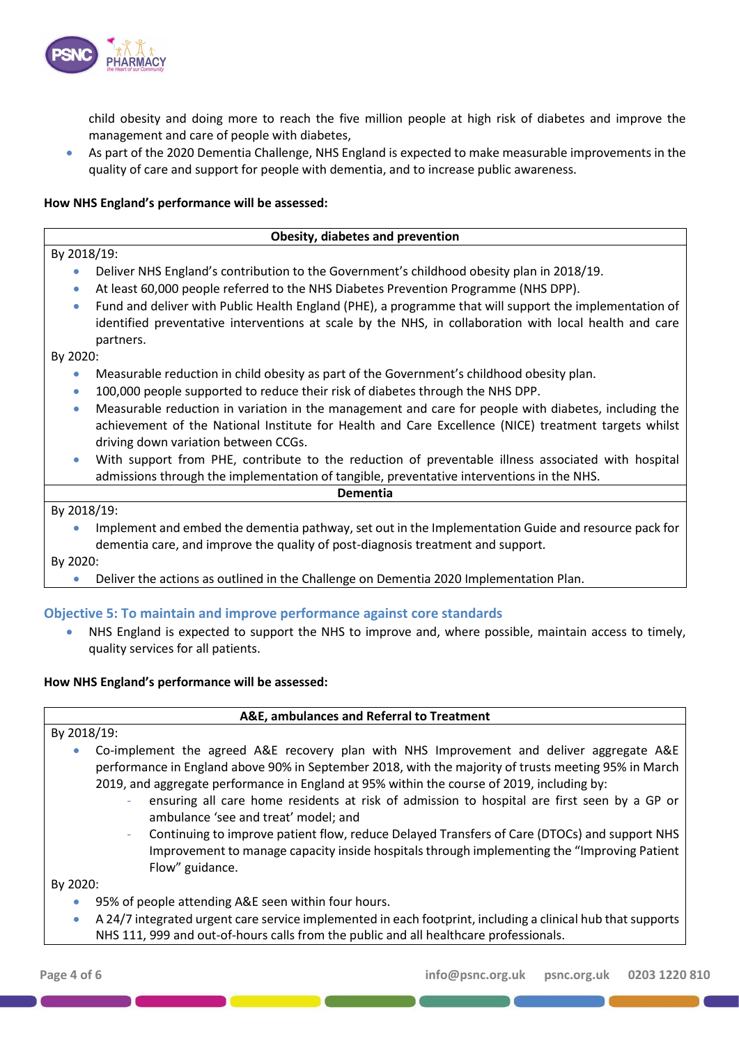child obesity and doing more to reach the five million people at high risk of diabetes and improve the management and care of people with diabetes,

- As part of the 2020 Dementia Challenge, NHS England is expected to make measurable improvements in the quality of care and support for people with dementia, and to increase public awareness.

**How NHS England's performance will be assessed:**

| **Obesity, diabetes and prevention** |
|---|
| By 2018/19:<br>• Deliver NHS England's contribution to the Government's childhood obesity plan in 2018/19.<br>• At least 60,000 people referred to the NHS Diabetes Prevention Programme (NHS DPP).<br>• Fund and deliver with Public Health England (PHE), a programme that will support the implementation of identified preventative interventions at scale by the NHS, in collaboration with local health and care partners.<br>By 2020:<br>• Measurable reduction in child obesity as part of the Government's childhood obesity plan.<br>• 100,000 people supported to reduce their risk of diabetes through the NHS DPP.<br>• Measurable reduction in variation in the management and care for people with diabetes, including the achievement of the National Institute for Health and Care Excellence (NICE) treatment targets whilst driving down variation between CCGs.<br>• With support from PHE, contribute to the reduction of preventable illness associated with hospital admissions through the implementation of tangible, preventative interventions in the NHS. |
| **Dementia** |
| By 2018/19:<br>• Implement and embed the dementia pathway, set out in the Implementation Guide and resource pack for dementia care, and improve the quality of post-diagnosis treatment and support.<br>By 2020:<br>• Deliver the actions as outlined in the Challenge on Dementia 2020 Implementation Plan. |

### Objective 5: To maintain and improve performance against core standards

- NHS England is expected to support the NHS to improve and, where possible, maintain access to timely, quality services for all patients.

**How NHS England's performance will be assessed:**

| **A&E, ambulances and Referral to Treatment** |
|---|
| By 2018/19:<br>• Co-implement the agreed A&E recovery plan with NHS Improvement and deliver aggregate A&E performance in England above 90% in September 2018, with the majority of trusts meeting 95% in March 2019, and aggregate performance in England at 95% within the course of 2019, including by:<br>  - ensuring all care home residents at risk of admission to hospital are first seen by a GP or ambulance 'see and treat' model; and<br>  - Continuing to improve patient flow, reduce Delayed Transfers of Care (DTOCs) and support NHS Improvement to manage capacity inside hospitals through implementing the "Improving Patient Flow" guidance.<br>By 2020:<br>• 95% of people attending A&E seen within four hours.<br>• A 24/7 integrated urgent care service implemented in each footprint, including a clinical hub that supports NHS 111, 999 and out-of-hours calls from the public and all healthcare professionals. |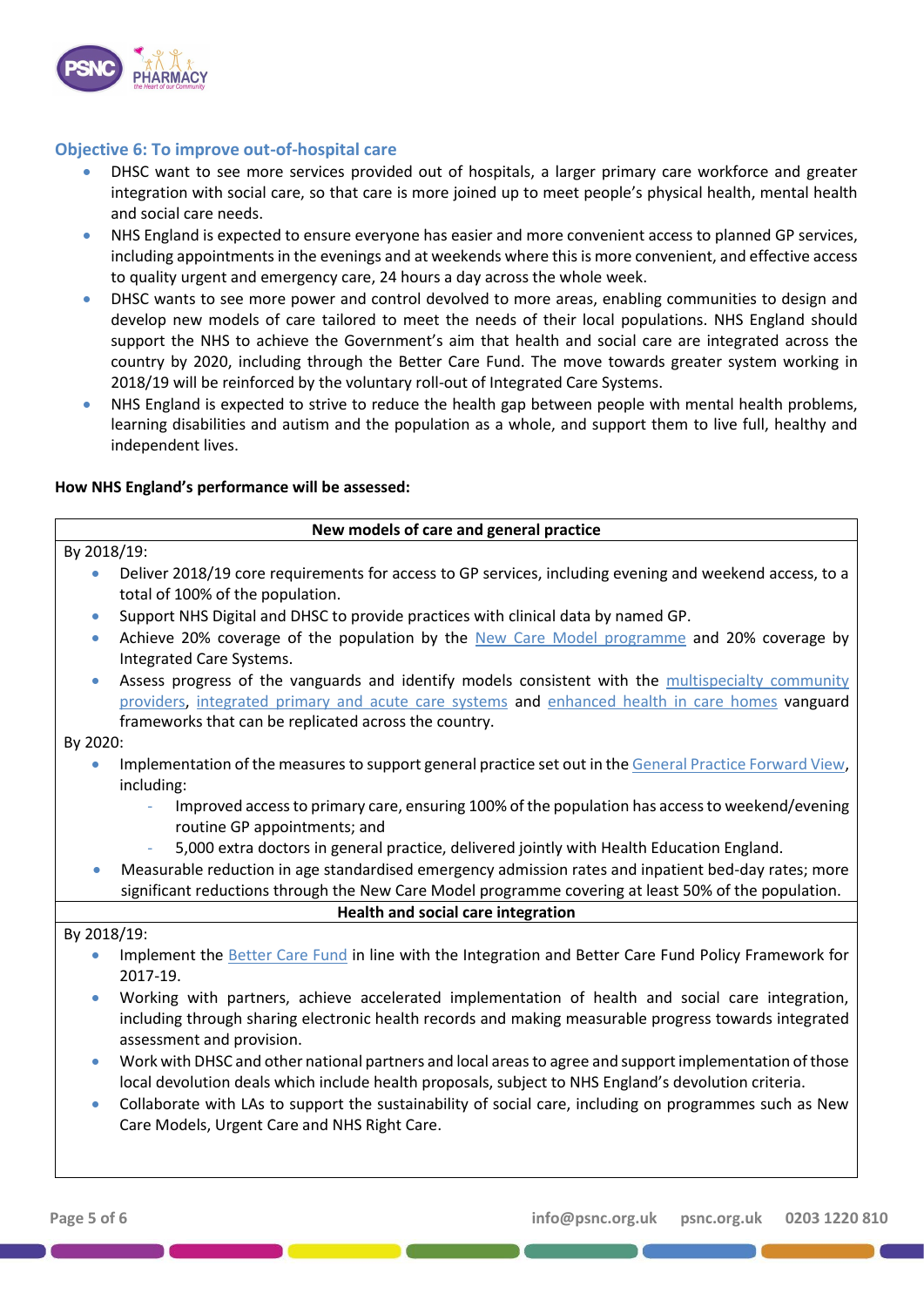### Objective 6: To improve out-of-hospital care

- DHSC want to see more services provided out of hospitals, a larger primary care workforce and greater integration with social care, so that care is more joined up to meet people's physical health, mental health and social care needs.
- NHS England is expected to ensure everyone has easier and more convenient access to planned GP services, including appointments in the evenings and at weekends where this is more convenient, and effective access to quality urgent and emergency care, 24 hours a day across the whole week.
- DHSC wants to see more power and control devolved to more areas, enabling communities to design and develop new models of care tailored to meet the needs of their local populations. NHS England should support the NHS to achieve the Government's aim that health and social care are integrated across the country by 2020, including through the Better Care Fund. The move towards greater system working in 2018/19 will be reinforced by the voluntary roll-out of Integrated Care Systems.
- NHS England is expected to strive to reduce the health gap between people with mental health problems, learning disabilities and autism and the population as a whole, and support them to live full, healthy and independent lives.

**How NHS England's performance will be assessed:**

**New models of care and general practice**

By 2018/19:

- Deliver 2018/19 core requirements for access to GP services, including evening and weekend access, to a total of 100% of the population.
- Support NHS Digital and DHSC to provide practices with clinical data by named GP.
- Achieve 20% coverage of the population by the New Care Model programme and 20% coverage by Integrated Care Systems.
- Assess progress of the vanguards and identify models consistent with the multispecialty community providers, integrated primary and acute care systems and enhanced health in care homes vanguard frameworks that can be replicated across the country.

By 2020:

- Implementation of the measures to support general practice set out in the General Practice Forward View, including:
  - Improved access to primary care, ensuring 100% of the population has access to weekend/evening routine GP appointments; and
  - 5,000 extra doctors in general practice, delivered jointly with Health Education England.
- Measurable reduction in age standardised emergency admission rates and inpatient bed-day rates; more significant reductions through the New Care Model programme covering at least 50% of the population.

**Health and social care integration**

By 2018/19:

- Implement the Better Care Fund in line with the Integration and Better Care Fund Policy Framework for 2017-19.
- Working with partners, achieve accelerated implementation of health and social care integration, including through sharing electronic health records and making measurable progress towards integrated assessment and provision.
- Work with DHSC and other national partners and local areas to agree and support implementation of those local devolution deals which include health proposals, subject to NHS England's devolution criteria.
- Collaborate with LAs to support the sustainability of social care, including on programmes such as New Care Models, Urgent Care and NHS Right Care.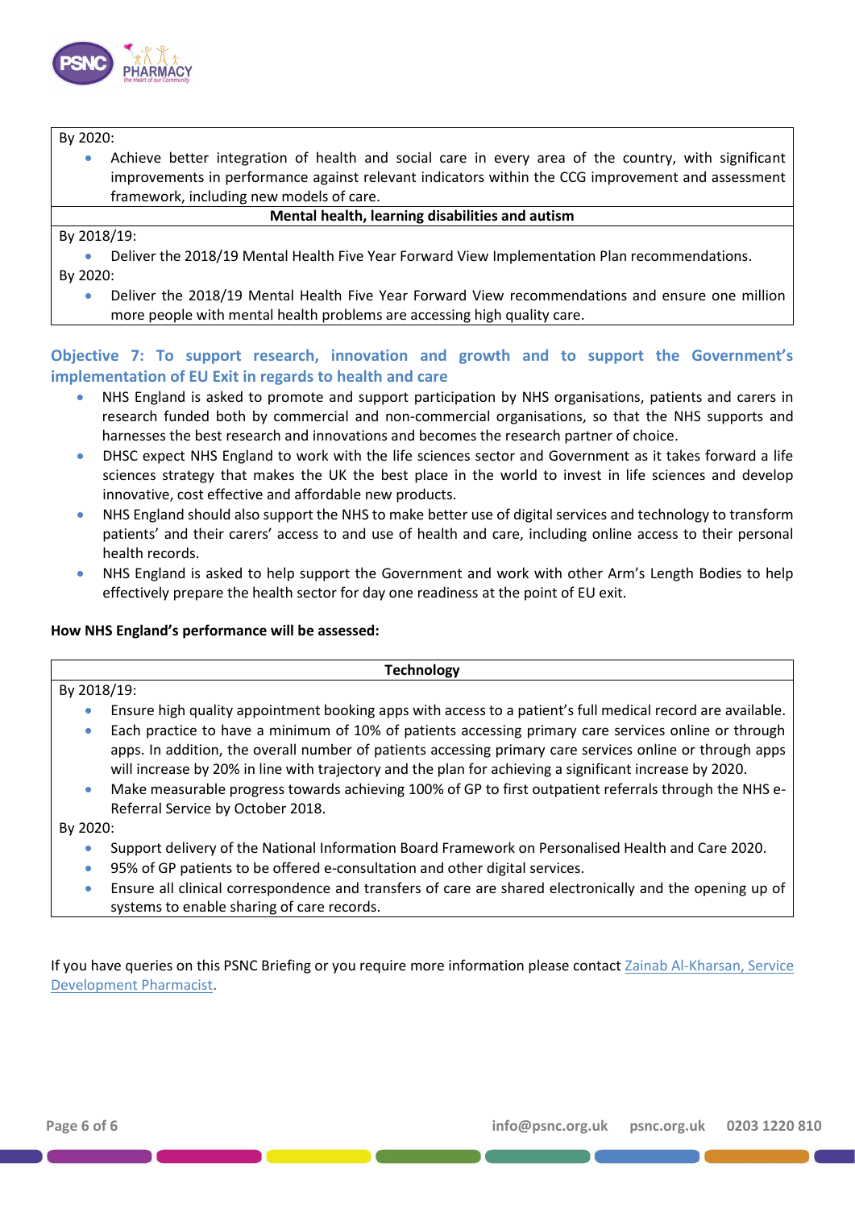| |
|---|
| By 2020:<br>• Achieve better integration of health and social care in every area of the country, with significant improvements in performance against relevant indicators within the CCG improvement and assessment framework, including new models of care. |
| **Mental health, learning disabilities and autism** |
| By 2018/19:<br>• Deliver the 2018/19 Mental Health Five Year Forward View Implementation Plan recommendations.<br>By 2020:<br>• Deliver the 2018/19 Mental Health Five Year Forward View recommendations and ensure one million more people with mental health problems are accessing high quality care. |

### Objective 7: To support research, innovation and growth and to support the Government's implementation of EU Exit in regards to health and care

- NHS England is asked to promote and support participation by NHS organisations, patients and carers in research funded both by commercial and non-commercial organisations, so that the NHS supports and harnesses the best research and innovations and becomes the research partner of choice.
- DHSC expect NHS England to work with the life sciences sector and Government as it takes forward a life sciences strategy that makes the UK the best place in the world to invest in life sciences and develop innovative, cost effective and affordable new products.
- NHS England should also support the NHS to make better use of digital services and technology to transform patients' and their carers' access to and use of health and care, including online access to their personal health records.
- NHS England is asked to help support the Government and work with other Arm's Length Bodies to help effectively prepare the health sector for day one readiness at the point of EU exit.

**How NHS England's performance will be assessed:**

| **Technology** |
|---|
| By 2018/19:<br>• Ensure high quality appointment booking apps with access to a patient's full medical record are available.<br>• Each practice to have a minimum of 10% of patients accessing primary care services online or through apps. In addition, the overall number of patients accessing primary care services online or through apps will increase by 20% in line with trajectory and the plan for achieving a significant increase by 2020.<br>• Make measurable progress towards achieving 100% of GP to first outpatient referrals through the NHS e-Referral Service by October 2018.<br>By 2020:<br>• Support delivery of the National Information Board Framework on Personalised Health and Care 2020.<br>• 95% of GP patients to be offered e-consultation and other digital services.<br>• Ensure all clinical correspondence and transfers of care are shared electronically and the opening up of systems to enable sharing of care records. |

If you have queries on this PSNC Briefing or you require more information please contact [Zainab Al-Kharsan, Service Development Pharmacist](mailto:).